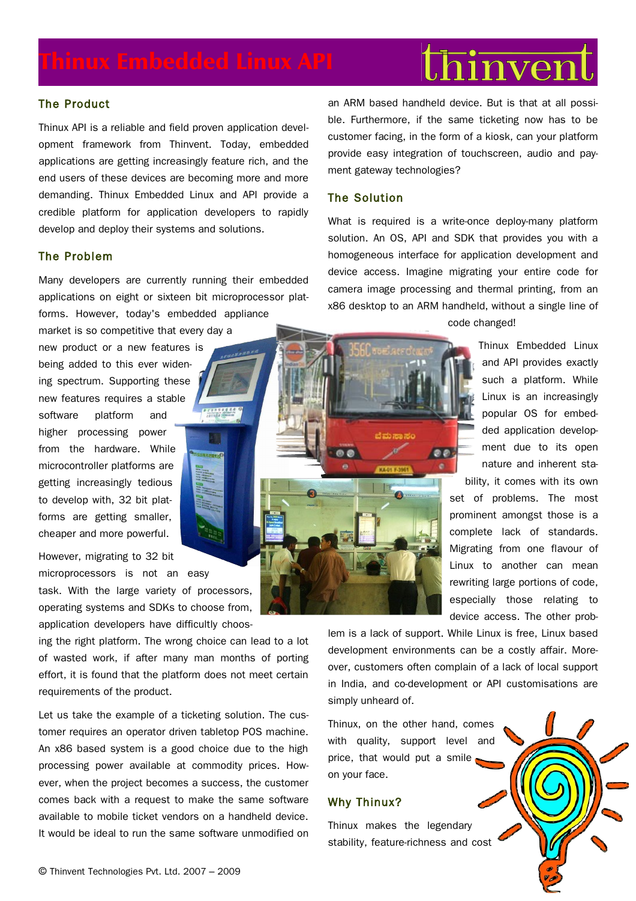# Thinux Embedded Linux API

## The Product

Thinux API is a reliable and field proven application development framework from Thinvent. Today, embedded applications are getting increasingly feature rich, and the end users of these devices are becoming more and more demanding. Thinux Embedded Linux and API provide a credible platform for application developers to rapidly develop and deploy their systems and solutions.

## The Problem

Many developers are currently running their embedded applications on eight or sixteen bit microprocessor platforms. However, today's embedded appliance market is so competitive that every day a new product or a new features is being added to this ever widening spectrum. Supporting these new features requires a stable software platform and higher processing power from the hardware. While microcontroller platforms are getting increasingly tedious to develop with, 32 bit platforms are getting smaller, cheaper and more powerful.

However, migrating to 32 bit microprocessors is not an easy task. With the large variety of processors, operating systems and SDKs to choose from, application developers have difficulty choosing the right platform. The wrong choice can lead to a lot of wasted work, if after many man months of porting effort, it is found that the platform does not meet certain requirements of the product.

Let us take the example of a ticketing solution. The customer requires an operator driven tabletop POS machine. An x86 based system is a good choice due to the high processing power available at commodity prices. However, when the project becomes a success, the customer comes back with a request to make the same software available to mobile ticket vendors on a handheld device. It would be ideal to run the same software unmodified on an ARM based handheld device. But is that at all possible. Furthermore, if the same ticketing now has to be customer facing, in the form of a kiosk, can your platform provide easy integration of touchscreen, audio and payment gateway technologies?

## The Solution

What is required is a write-once deploy-many platform solution. An OS, API and SDK that provides you with a homogeneous interface for application development and device access. Imagine migrating your entire code for camera image processing and thermal printing, from an x86 desktop to an ARM handheld, without a single line of code changed!

Thinux Embedded Linux and API provides exactly such a platform. While Linux is an increasingly popular OS for embedded application development due to its open nature and inherent stability, it comes with its own set of problems. The most prominent amongst those is a complete lack of standards. Migrating from one flavour of Linux to another can mean rewriting large portions of code, especially those relating to device access. The other problem is a lack of support. While Linux is free, Linux based development environments can be a costly affair. Moreover, customers often complain of a lack of local support in India, and co-development or API customisations are simply unheard of.

Thinux, on the other hand, comes with quality, support level and price, that would put a smile on your face.

## Why Thinux?

Thinux makes the legendary stability, feature-richness and cost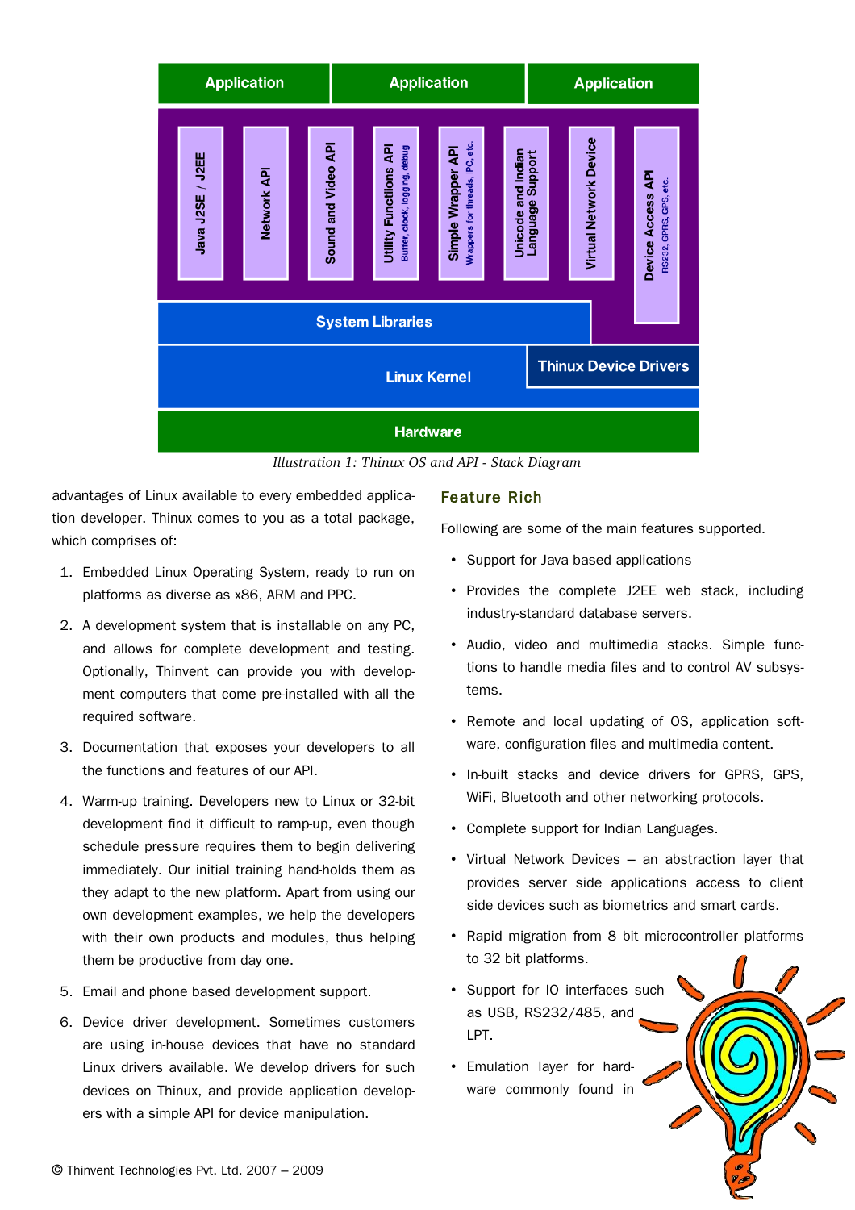Application | Application | Application

Java J2SE / J2EE | Network API | Sound and Video API | Utility Functions API (Buffer, clock, logging, debug) | Simple Wrapper API (Wrappers for threads, IPC, etc.) | Unicode and Indian Language Support | Virtual Network Device | Device Access API (RS232, GPRS, GPS, etc.)

System Libraries

Linux Kernel | Thinux Device Drivers

Hardware

*Illustration 1: Thinux OS and API - Stack Diagram*

advantages of Linux available to every embedded application developer. Thinux comes to you as a total package, which comprises of:

1. Embedded Linux Operating System, ready to run on platforms as diverse as x86, ARM and PPC.
2. A development system that is installable on any PC, and allows for complete development and testing. Optionally, Thinvent can provide you with development computers that come pre-installed with all the required software.
3. Documentation that exposes your developers to all the functions and features of our API.
4. Warm-up training. Developers new to Linux or 32-bit development find it difficult to ramp-up, even though schedule pressure requires them to begin delivering immediately. Our initial training hand-holds them as they adapt to the new platform. Apart from using our own development examples, we help the developers with their own products and modules, thus helping them be productive from day one.
5. Email and phone based development support.
6. Device driver development. Sometimes customers are using in-house devices that have no standard Linux drivers available. We develop drivers for such devices on Thinux, and provide application developers with a simple API for device manipulation.

## Feature Rich

Following are some of the main features supported.

- Support for Java based applications
- Provides the complete J2EE web stack, including industry-standard database servers.
- Audio, video and multimedia stacks. Simple functions to handle media files and to control AV subsystems.
- Remote and local updating of OS, application software, configuration files and multimedia content.
- In-built stacks and device drivers for GPRS, GPS, WiFi, Bluetooth and other networking protocols.
- Complete support for Indian Languages.
- Virtual Network Devices – an abstraction layer that provides server side applications access to client side devices such as biometrics and smart cards.
- Rapid migration from 8 bit microcontroller platforms to 32 bit platforms.
- Support for IO interfaces such as USB, RS232/485, and LPT.
- Emulation layer for hardware commonly found in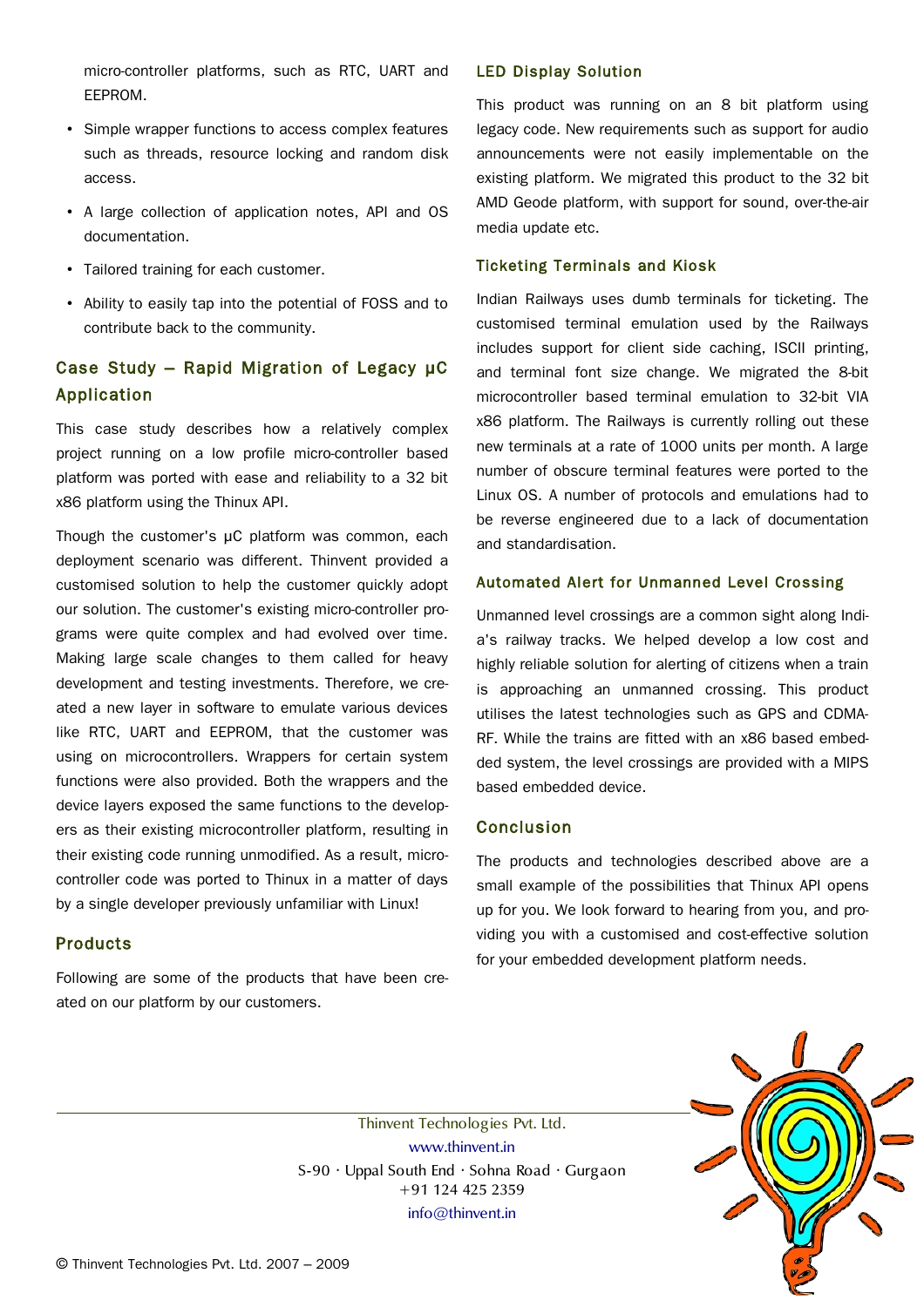micro-controller platforms, such as RTC, UART and EEPROM.

- Simple wrapper functions to access complex features such as threads, resource locking and random disk access.
- A large collection of application notes, API and OS documentation.
- Tailored training for each customer.
- Ability to easily tap into the potential of FOSS and to contribute back to the community.

## Case Study – Rapid Migration of Legacy µC Application

This case study describes how a relatively complex project running on a low profile micro-controller based platform was ported with ease and reliability to a 32 bit x86 platform using the Thinux API.

Though the customer's µC platform was common, each deployment scenario was different. Thinvent provided a customised solution to help the customer quickly adopt our solution. The customer's existing micro-controller programs were quite complex and had evolved over time. Making large scale changes to them called for heavy development and testing investments. Therefore, we created a new layer in software to emulate various devices like RTC, UART and EEPROM, that the customer was using on microcontrollers. Wrappers for certain system functions were also provided. Both the wrappers and the device layers exposed the same functions to the developers as their existing microcontroller platform, resulting in their existing code running unmodified. As a result, microcontroller code was ported to Thinux in a matter of days by a single developer previously unfamiliar with Linux!

## Products

Following are some of the products that have been created on our platform by our customers.

### LED Display Solution

This product was running on an 8 bit platform using legacy code. New requirements such as support for audio announcements were not easily implementable on the existing platform. We migrated this product to the 32 bit AMD Geode platform, with support for sound, over-the-air media update etc.

### Ticketing Terminals and Kiosk

Indian Railways uses dumb terminals for ticketing. The customised terminal emulation used by the Railways includes support for client side caching, ISCII printing, and terminal font size change. We migrated the 8-bit microcontroller based terminal emulation to 32-bit VIA x86 platform. The Railways is currently rolling out these new terminals at a rate of 1000 units per month. A large number of obscure terminal features were ported to the Linux OS. A number of protocols and emulations had to be reverse engineered due to a lack of documentation and standardisation.

### Automated Alert for Unmanned Level Crossing

Unmanned level crossings are a common sight along India's railway tracks. We helped develop a low cost and highly reliable solution for alerting of citizens when a train is approaching an unmanned crossing. This product utilises the latest technologies such as GPS and CDMA-RF. While the trains are fitted with an x86 based embedded system, the level crossings are provided with a MIPS based embedded device.

## Conclusion

The products and technologies described above are a small example of the possibilities that Thinux API opens up for you. We look forward to hearing from you, and providing you with a customised and cost-effective solution for your embedded development platform needs.

Thinvent Technologies Pvt. Ltd.
www.thinvent.in
S-90 · Uppal South End · Sohna Road · Gurgaon
+91 124 425 2359
info@thinvent.in

© Thinvent Technologies Pvt. Ltd. 2007 – 2009